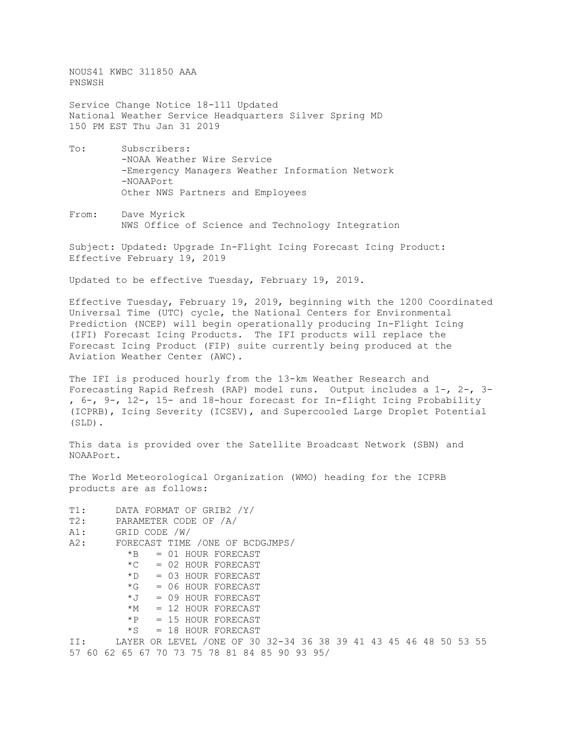NOUS41 KWBC 311850 AAA
PNSWSH

Service Change Notice 18-111 Updated
National Weather Service Headquarters Silver Spring MD
150 PM EST Thu Jan 31 2019

To: Subscribers:
-NOAA Weather Wire Service
-Emergency Managers Weather Information Network
-NOAAPort
Other NWS Partners and Employees

From: Dave Myrick
NWS Office of Science and Technology Integration

Subject: Updated: Upgrade In-Flight Icing Forecast Icing Product: Effective February 19, 2019

Updated to be effective Tuesday, February 19, 2019.

Effective Tuesday, February 19, 2019, beginning with the 1200 Coordinated Universal Time (UTC) cycle, the National Centers for Environmental Prediction (NCEP) will begin operationally producing In-Flight Icing (IFI) Forecast Icing Products. The IFI products will replace the Forecast Icing Product (FIP) suite currently being produced at the Aviation Weather Center (AWC).

The IFI is produced hourly from the 13-km Weather Research and Forecasting Rapid Refresh (RAP) model runs. Output includes a 1-, 2-, 3-, 6-, 9-, 12-, 15- and 18-hour forecast for In-flight Icing Probability (ICPRB), Icing Severity (ICSEV), and Supercooled Large Droplet Potential (SLD).

This data is provided over the Satellite Broadcast Network (SBN) and NOAAPort.

The World Meteorological Organization (WMO) heading for the ICPRB products are as follows:

```
T1:     DATA FORMAT OF GRIB2 /Y/
T2:     PARAMETER CODE OF /A/
A1:     GRID CODE /W/
A2:     FORECAST TIME /ONE OF BCDGJMPS/
          *B   = 01 HOUR FORECAST
          *C   = 02 HOUR FORECAST
          *D   = 03 HOUR FORECAST
          *G   = 06 HOUR FORECAST
          *J   = 09 HOUR FORECAST
          *M   = 12 HOUR FORECAST
          *P   = 15 HOUR FORECAST
          *S   = 18 HOUR FORECAST
II:     LAYER OR LEVEL /ONE OF 30 32-34 36 38 39 41 43 45 46 48 50 53 55
57 60 62 65 67 70 73 75 78 81 84 85 90 93 95/
```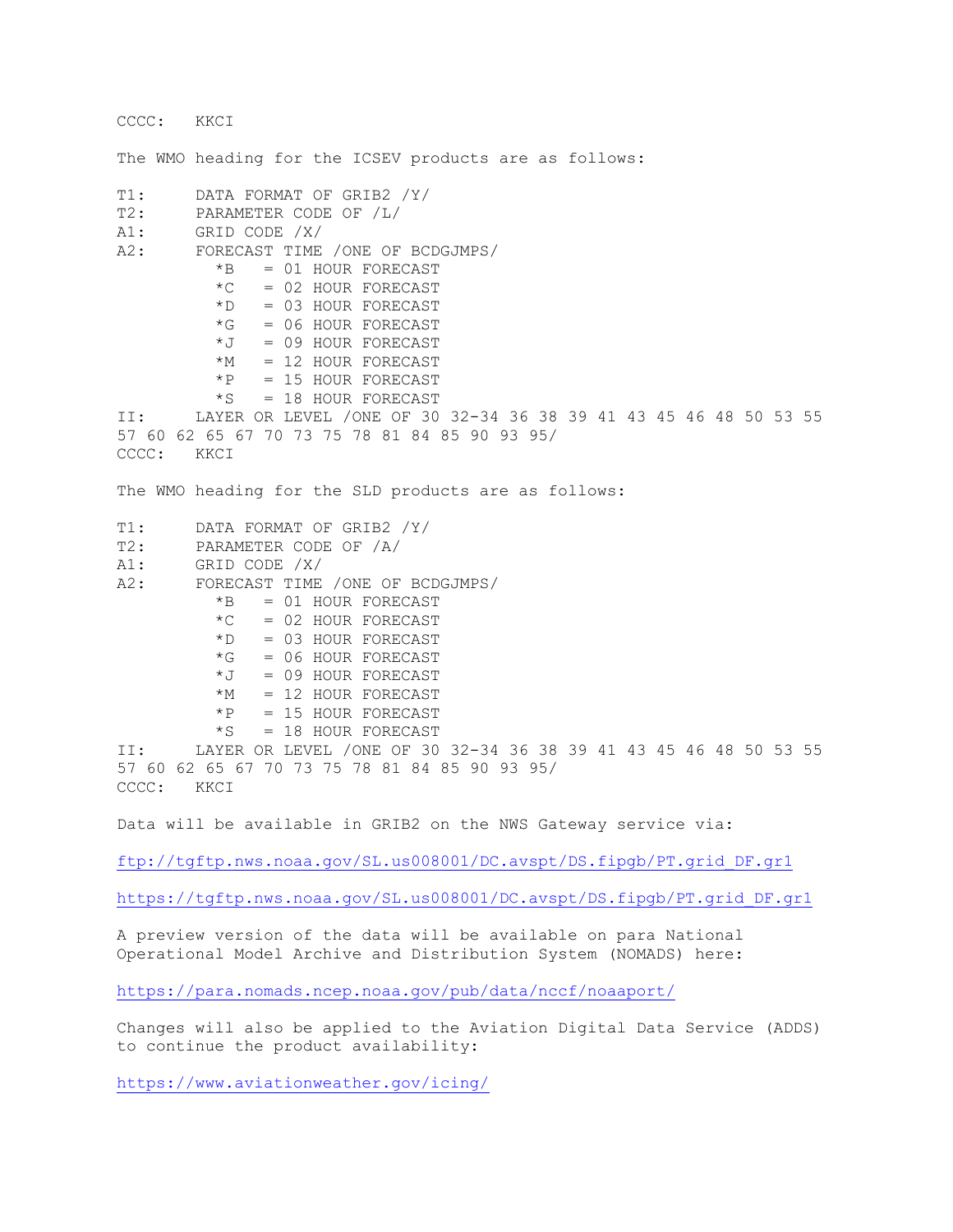CCCC:   KKCI

The WMO heading for the ICSEV products are as follows:

```
T1:     DATA FORMAT OF GRIB2 /Y/
T2:     PARAMETER CODE OF /L/
A1:     GRID CODE /X/
A2:     FORECAST TIME /ONE OF BCDGJMPS/
          *B   = 01 HOUR FORECAST
          *C   = 02 HOUR FORECAST
          *D   = 03 HOUR FORECAST
          *G   = 06 HOUR FORECAST
          *J   = 09 HOUR FORECAST
          *M   = 12 HOUR FORECAST
          *P   = 15 HOUR FORECAST
          *S   = 18 HOUR FORECAST
II:     LAYER OR LEVEL /ONE OF 30 32-34 36 38 39 41 43 45 46 48 50 53 55
57 60 62 65 67 70 73 75 78 81 84 85 90 93 95/
CCCC:   KKCI
```

The WMO heading for the SLD products are as follows:

```
T1:     DATA FORMAT OF GRIB2 /Y/
T2:     PARAMETER CODE OF /A/
A1:     GRID CODE /X/
A2:     FORECAST TIME /ONE OF BCDGJMPS/
          *B   = 01 HOUR FORECAST
          *C   = 02 HOUR FORECAST
          *D   = 03 HOUR FORECAST
          *G   = 06 HOUR FORECAST
          *J   = 09 HOUR FORECAST
          *M   = 12 HOUR FORECAST
          *P   = 15 HOUR FORECAST
          *S   = 18 HOUR FORECAST
II:     LAYER OR LEVEL /ONE OF 30 32-34 36 38 39 41 43 45 46 48 50 53 55
57 60 62 65 67 70 73 75 78 81 84 85 90 93 95/
CCCC:   KKCI
```

Data will be available in GRIB2 on the NWS Gateway service via:

ftp://tgftp.nws.noaa.gov/SL.us008001/DC.avspt/DS.fipgb/PT.grid_DF.gr1

https://tgftp.nws.noaa.gov/SL.us008001/DC.avspt/DS.fipgb/PT.grid_DF.gr1

A preview version of the data will be available on para National Operational Model Archive and Distribution System (NOMADS) here:

https://para.nomads.ncep.noaa.gov/pub/data/nccf/noaaport/

Changes will also be applied to the Aviation Digital Data Service (ADDS) to continue the product availability:

https://www.aviationweather.gov/icing/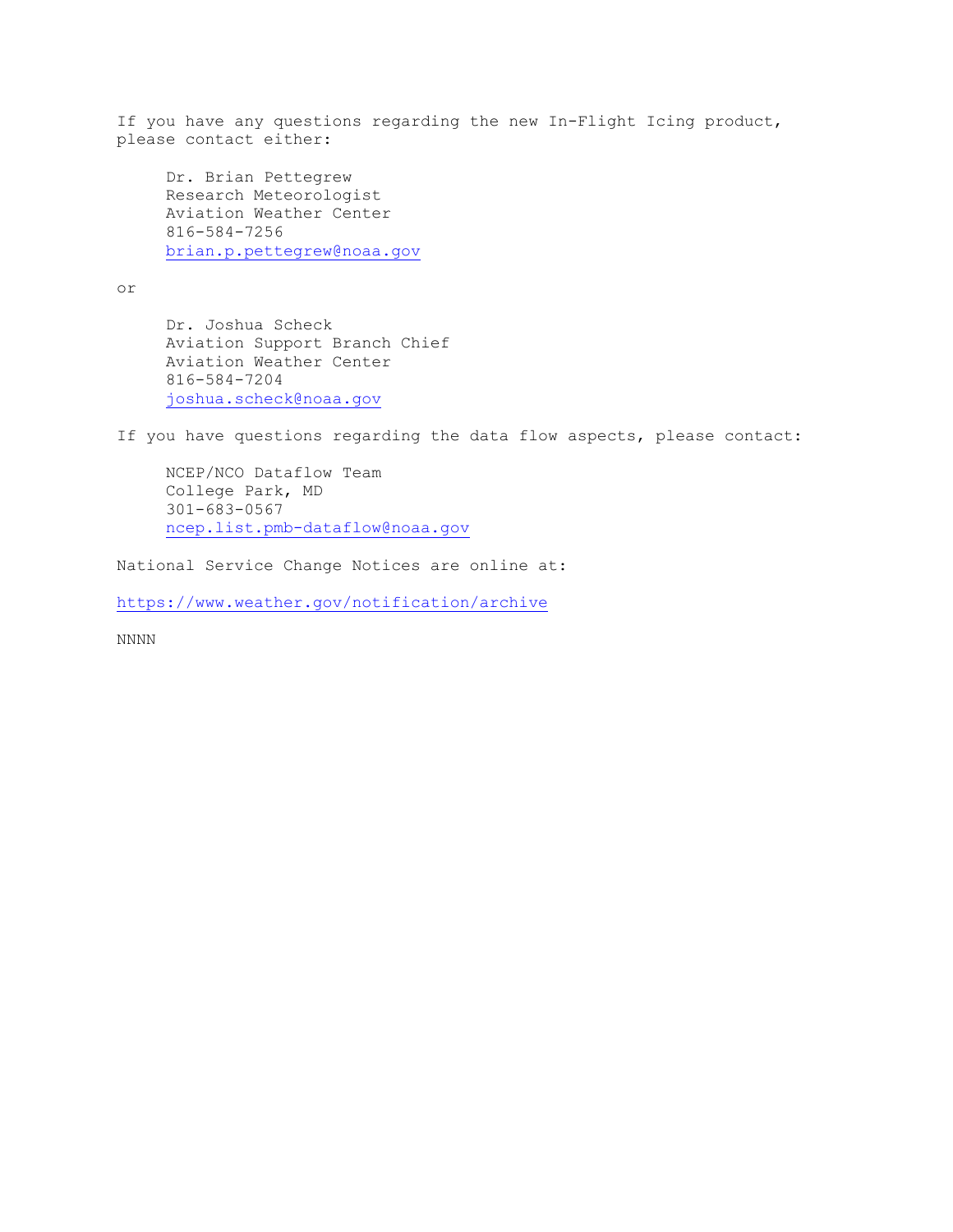If you have any questions regarding the new In-Flight Icing product, please contact either:

Dr. Brian Pettegrew
Research Meteorologist
Aviation Weather Center
816-584-7256
brian.p.pettegrew@noaa.gov

or

Dr. Joshua Scheck
Aviation Support Branch Chief
Aviation Weather Center
816-584-7204
joshua.scheck@noaa.gov

If you have questions regarding the data flow aspects, please contact:

NCEP/NCO Dataflow Team
College Park, MD
301-683-0567
ncep.list.pmb-dataflow@noaa.gov

National Service Change Notices are online at:

https://www.weather.gov/notification/archive

NNNN